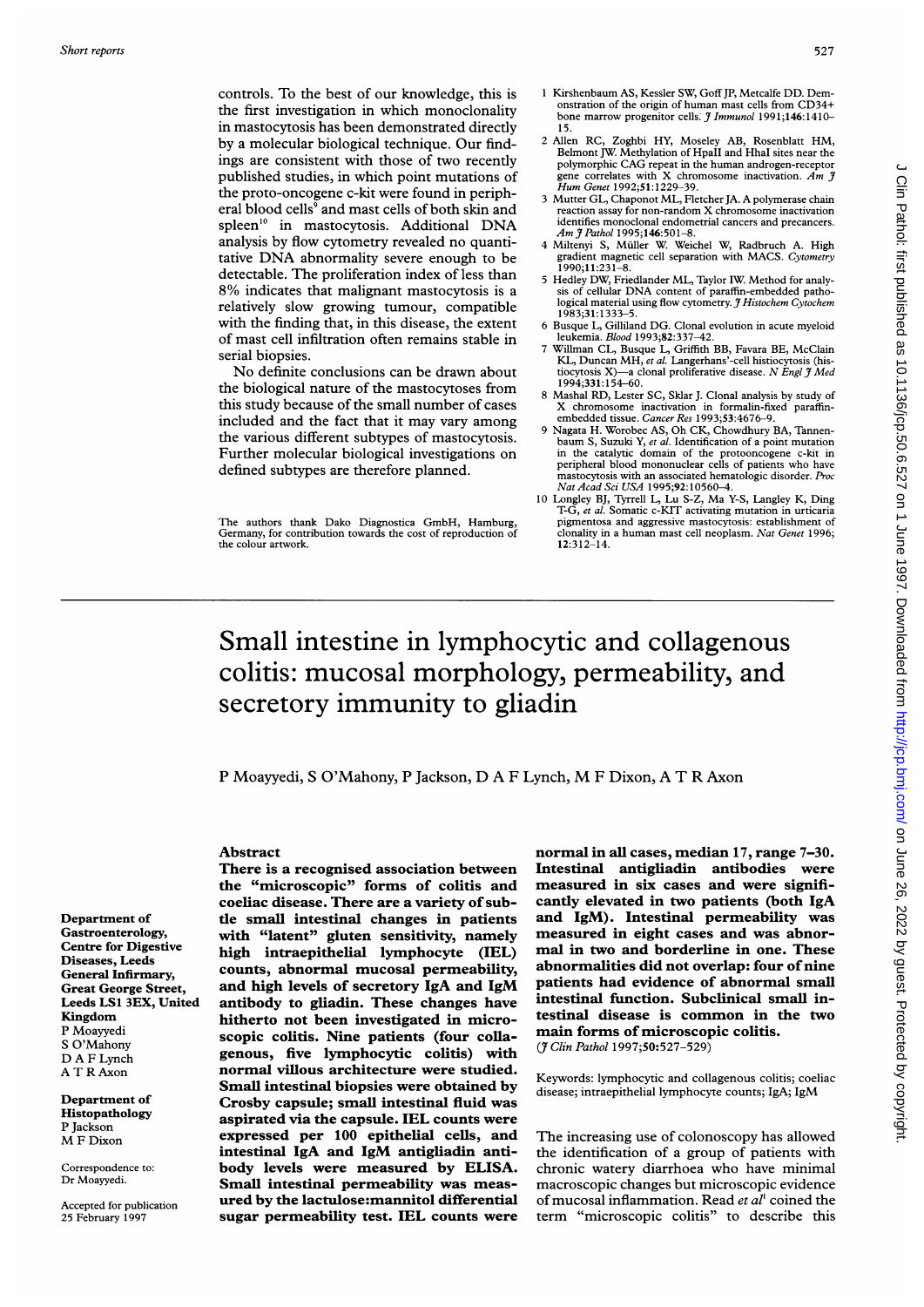controls. To the best of our knowledge, this is the first investigation in which monoclonality in mastocytosis has been demonstrated directly by a molecular biological technique. Our findings are consistent with those of two recently published studies, in which point mutations of the proto-oncogene c-kit were found in peripheral blood cells[9] and mast cells of both skin and spleen[10] in mastocytosis. Additional DNA analysis by flow cytometry revealed no quantitative DNA abnormality severe enough to be detectable. The proliferation index of less than 8% indicates that malignant mastocytosis is a relatively slow growing tumour, compatible with the finding that, in this disease, the extent of mast cell infiltration often remains stable in serial biopsies.

No definite conclusions can be drawn about the biological nature of the mastocytoses from this study because of the small number of cases included and the fact that it may vary among the various different subtypes of mastocytosis. Further molecular biological investigations on defined subtypes are therefore planned.

The authors thank Dako Diagnostica GmbH, Hamburg, Germany, for contribution towards the cost of reproduction of the colour artwork.

1 Kirshenbaum AS, Kessler SW, Goff JP, Metcalfe DD. Demonstration of the origin of human mast cells from CD34+ bone marrow progenitor cells. *J Immunol* 1991;**146**:1410–15.
2 Allen RC, Zoghbi HY, Moseley AB, Rosenblatt HM, Belmont JW. Methylation of HpaII and HhaI sites near the polymorphic CAG repeat in the human androgen-receptor gene correlates with X chromosome inactivation. *Am J Hum Genet* 1992;**51**:1229–39.
3 Mutter GL, Chaponot ML, Fletcher JA. A polymerase chain reaction assay for non-random X chromosome inactivation identifies monoclonal endometrial cancers and precancers. *Am J Pathol* 1995;**146**:501–8.
4 Miltenyi S, Müller W. Weichel W, Radbruch A. High gradient magnetic cell separation with MACS. *Cytometry* 1990;**11**:231–8.
5 Hedley DW, Friedlander ML, Taylor IW. Method for analysis of cellular DNA content of paraffin-embedded pathological material using flow cytometry. *J Histochem Cytochem* 1983;**31**:1333–5.
6 Busque L, Gilliland DG. Clonal evolution in acute myeloid leukemia. *Blood* 1993;**82**:337–42.
7 Willman CL, Busque L, Griffith BB, Favara BE, McClain KL, Duncan MH, *et al.* Langerhans'-cell histiocytosis (histiocytosis X)—a clonal proliferative disease. *N Engl J Med* 1994;**331**:154–60.
8 Mashal RD, Lester SC, Sklar J. Clonal analysis by study of X chromosome inactivation in formalin-fixed paraffin-embedded tissue. *Cancer Res* 1993;**53**:4676–9.
9 Nagata H. Worobec AS, Oh CK, Chowdhury BA, Tannenbaum S, Suzuki Y, *et al.* Identification of a point mutation in the catalytic domain of the protooncogene c-kit in peripheral blood mononuclear cells of patients who have mastocytosis with an associated hematologic disorder. *Proc Nat Acad Sci USA* 1995;**92**:10560–4.
10 Longley BJ, Tyrrell L, Lu S-Z, Ma Y-S, Langley K, Ding T-G, *et al.* Somatic c-KIT activating mutation in urticaria pigmentosa and aggressive mastocytosis: establishment of clonality in a human mast cell neoplasm. *Nat Genet* 1996; **12**:312–14.

# Small intestine in lymphocytic and collagenous colitis: mucosal morphology, permeability, and secretory immunity to gliadin

P Moayyedi, S O'Mahony, P Jackson, D A F Lynch, M F Dixon, A T R Axon

Department of Gastroenterology, Centre for Digestive Diseases, Leeds General Infirmary, Great George Street, Leeds LS1 3EX, United Kingdom
P Moayyedi
S O'Mahony
D A F Lynch
A T R Axon

Department of Histopathology
P Jackson
M F Dixon

Correspondence to: Dr Moayyedi.

Accepted for publication 25 February 1997

## Abstract

**There is a recognised association between the "microscopic" forms of colitis and coeliac disease. There are a variety of subtle small intestinal changes in patients with "latent" gluten sensitivity, namely high intraepithelial lymphocyte (IEL) counts, abnormal mucosal permeability, and high levels of secretory IgA and IgM antibody to gliadin. These changes have hitherto not been investigated in microscopic colitis. Nine patients (four collagenous, five lymphocytic colitis) with normal villous architecture were studied. Small intestinal biopsies were obtained by Crosby capsule; small intestinal fluid was aspirated via the capsule. IEL counts were expressed per 100 epithelial cells, and intestinal IgA and IgM antigliadin antibody levels were measured by ELISA. Small intestinal permeability was measured by the lactulose:mannitol differential sugar permeability test. IEL counts were normal in all cases, median 17, range 7–30. Intestinal antigliadin antibodies were measured in six cases and were significantly elevated in two patients (both IgA and IgM). Intestinal permeability was measured in eight cases and was abnormal in two and borderline in one. These abnormalities did not overlap: four of nine patients had evidence of abnormal small intestinal function. Subclinical small intestinal disease is common in the two main forms of microscopic colitis.**
(*J Clin Pathol* 1997;**50**:527–529)

Keywords: lymphocytic and collagenous colitis; coeliac disease; intraepithelial lymphocyte counts; IgA; IgM

The increasing use of colonoscopy has allowed the identification of a group of patients with chronic watery diarrhoea who have minimal macroscopic changes but microscopic evidence of mucosal inflammation. Read *et al*[1] coined the term "microscopic colitis" to describe this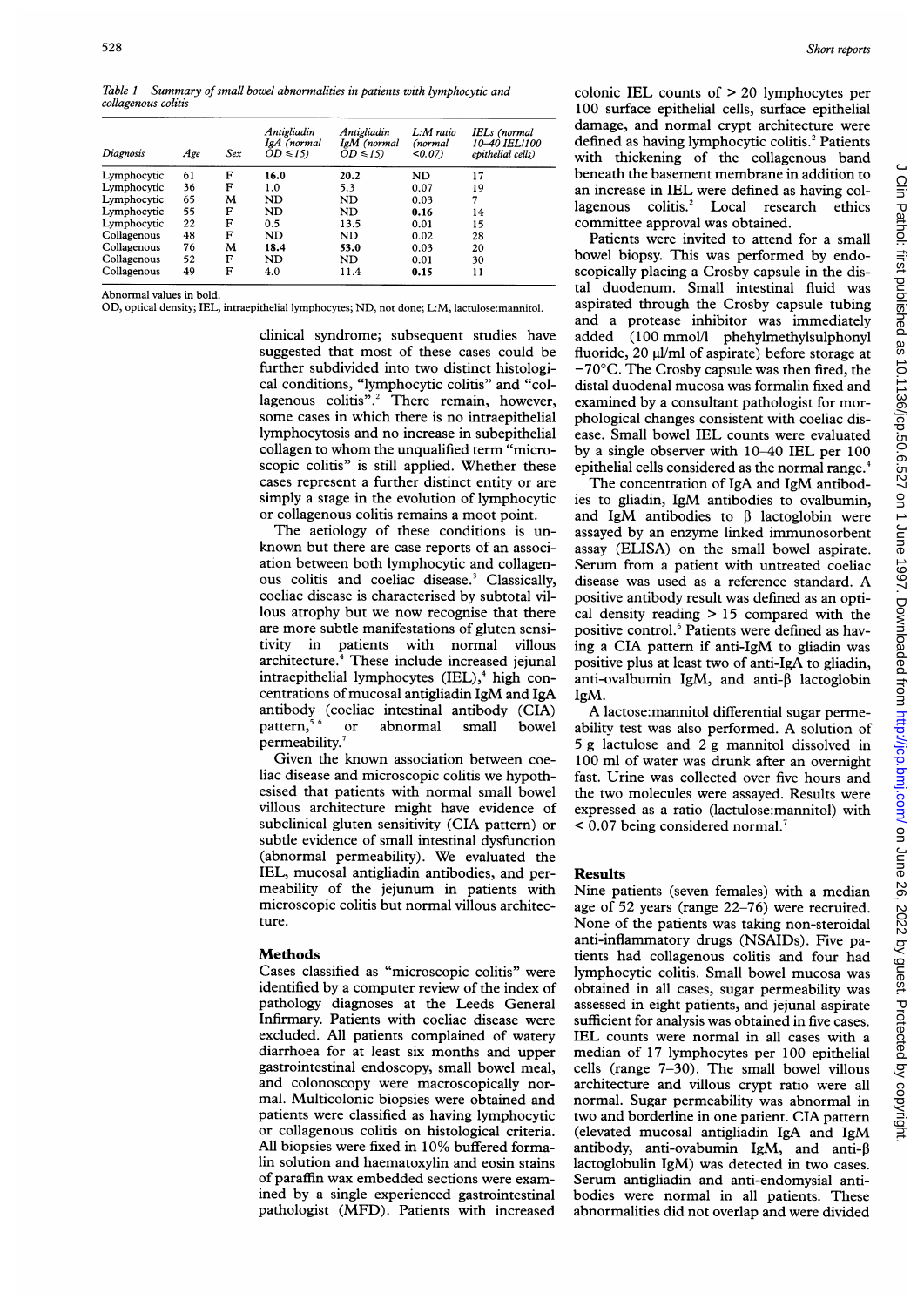Table 1 *Summary of small bowel abnormalities in patients with lymphocytic and collagenous colitis*

| Diagnosis | Age | Sex | Antigliadin IgA (normal OD ≤15) | Antigliadin IgM (normal OD ≤15) | L:M ratio (normal <0.07) | IELs (normal 10–40 IEL/100 epithelial cells) |
|---|---|---|---|---|---|---|
| Lymphocytic | 61 | F | **16.0** | **20.2** | ND | 17 |
| Lymphocytic | 36 | F | 1.0 | 5.3 | 0.07 | 19 |
| Lymphocytic | 65 | M | ND | ND | 0.03 | 7 |
| Lymphocytic | 55 | F | ND | ND | **0.16** | 14 |
| Lymphocytic | 22 | F | 0.5 | 13.5 | 0.01 | 15 |
| Collagenous | 48 | F | ND | ND | 0.02 | 28 |
| Collagenous | 76 | M | **18.4** | **53.0** | 0.03 | 20 |
| Collagenous | 52 | F | ND | ND | 0.01 | 30 |
| Collagenous | 49 | F | 4.0 | 11.4 | **0.15** | 11 |

Abnormal values in bold.
OD, optical density; IEL, intraepithelial lymphocytes; ND, not done; L:M, lactulose:mannitol.

clinical syndrome; subsequent studies have suggested that most of these cases could be further subdivided into two distinct histological conditions, "lymphocytic colitis" and "collagenous colitis".[2] There remain, however, some cases in which there is no intraepithelial lymphocytosis and no increase in subepithelial collagen to whom the unqualified term "microscopic colitis" is still applied. Whether these cases represent a further distinct entity or are simply a stage in the evolution of lymphocytic or collagenous colitis remains a moot point.

The aetiology of these conditions is unknown but there are case reports of an association between both lymphocytic and collagenous colitis and coeliac disease.[3] Classically, coeliac disease is characterised by subtotal villous atrophy but we now recognise that there are more subtle manifestations of gluten sensitivity in patients with normal villous architecture.[4] These include increased jejunal intraepithelial lymphocytes (IEL),[4] high concentrations of mucosal antigliadin IgM and IgA antibody (coeliac intestinal antibody (CIA) pattern,[5,6] or abnormal small bowel permeability.[7]

Given the known association between coeliac disease and microscopic colitis we hypothesised that patients with normal small bowel villous architecture might have evidence of subclinical gluten sensitivity (CIA pattern) or subtle evidence of small intestinal dysfunction (abnormal permeability). We evaluated the IEL, mucosal antigliadin antibodies, and permeability of the jejunum in patients with microscopic colitis but normal villous architecture.

## Methods

Cases classified as "microscopic colitis" were identified by a computer review of the index of pathology diagnoses at the Leeds General Infirmary. Patients with coeliac disease were excluded. All patients complained of watery diarrhoea for at least six months and upper gastrointestinal endoscopy, small bowel meal, and colonoscopy were macroscopically normal. Multicolonic biopsies were obtained and patients were classified as having lymphocytic or collagenous colitis on histological criteria. All biopsies were fixed in 10% buffered formalin solution and haematoxylin and eosin stains of paraffin wax embedded sections were examined by a single experienced gastrointestinal pathologist (MFD). Patients with increased colonic IEL counts of > 20 lymphocytes per 100 surface epithelial cells, surface epithelial damage, and normal crypt architecture were defined as having lymphocytic colitis.[2] Patients with thickening of the collagenous band beneath the basement membrane in addition to an increase in IEL were defined as having collagenous colitis.[2] Local research ethics committee approval was obtained.

Patients were invited to attend for a small bowel biopsy. This was performed by endoscopically placing a Crosby capsule in the distal duodenum. Small intestinal fluid was aspirated through the Crosby capsule tubing and a protease inhibitor was immediately added (100 mmol/l phehylmethylsulphonyl fluoride, 20 µl/ml of aspirate) before storage at −70°C. The Crosby capsule was then fired, the distal duodenal mucosa was formalin fixed and examined by a consultant pathologist for morphological changes consistent with coeliac disease. Small bowel IEL counts were evaluated by a single observer with 10–40 IEL per 100 epithelial cells considered as the normal range.[4]

The concentration of IgA and IgM antibodies to gliadin, IgM antibodies to ovalbumin, and IgM antibodies to β lactoglobin were assayed by an enzyme linked immunosorbent assay (ELISA) on the small bowel aspirate. Serum from a patient with untreated coeliac disease was used as a reference standard. A positive antibody result was defined as an optical density reading > 15 compared with the positive control.[6] Patients were defined as having a CIA pattern if anti-IgM to gliadin was positive plus at least two of anti-IgA to gliadin, anti-ovalbumin IgM, and anti-β lactoglobin IgM.

A lactose:mannitol differential sugar permeability test was also performed. A solution of 5 g lactulose and 2 g mannitol dissolved in 100 ml of water was drunk after an overnight fast. Urine was collected over five hours and the two molecules were assayed. Results were expressed as a ratio (lactulose:mannitol) with < 0.07 being considered normal.[7]

## Results

Nine patients (seven females) with a median age of 52 years (range 22–76) were recruited. None of the patients was taking non-steroidal anti-inflammatory drugs (NSAIDs). Five patients had collagenous colitis and four had lymphocytic colitis. Small bowel mucosa was obtained in all cases, sugar permeability was assessed in eight patients, and jejunal aspirate sufficient for analysis was obtained in five cases. IEL counts were normal in all cases with a median of 17 lymphocytes per 100 epithelial cells (range 7–30). The small bowel villous architecture and villous crypt ratio were all normal. Sugar permeability was abnormal in two and borderline in one patient. CIA pattern (elevated mucosal antigliadin IgA and IgM antibody, anti-ovabumin IgM, and anti-β lactoglobulin IgM) was detected in two cases. Serum antigliadin and anti-endomysial antibodies were normal in all patients. These abnormalities did not overlap and were divided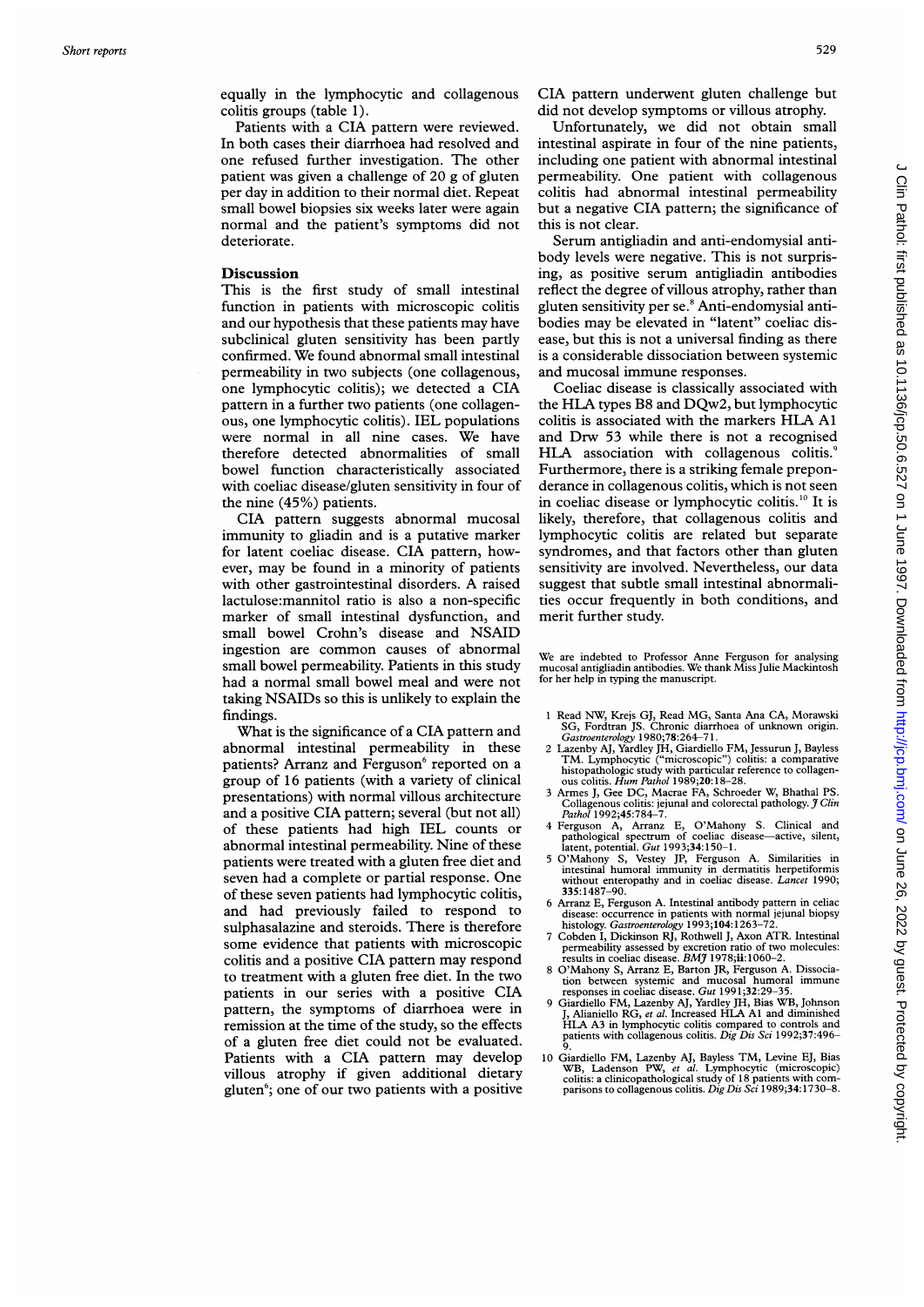equally in the lymphocytic and collagenous colitis groups (table 1).

Patients with a CIA pattern were reviewed. In both cases their diarrhoea had resolved and one refused further investigation. The other patient was given a challenge of 20 g of gluten per day in addition to their normal diet. Repeat small bowel biopsies six weeks later were again normal and the patient's symptoms did not deteriorate.

## Discussion

This is the first study of small intestinal function in patients with microscopic colitis and our hypothesis that these patients may have subclinical gluten sensitivity has been partly confirmed. We found abnormal small intestinal permeability in two subjects (one collagenous, one lymphocytic colitis); we detected a CIA pattern in a further two patients (one collagenous, one lymphocytic colitis). IEL populations were normal in all nine cases. We have therefore detected abnormalities of small bowel function characteristically associated with coeliac disease/gluten sensitivity in four of the nine (45%) patients.

CIA pattern suggests abnormal mucosal immunity to gliadin and is a putative marker for latent coeliac disease. CIA pattern, however, may be found in a minority of patients with other gastrointestinal disorders. A raised lactulose:mannitol ratio is also a non-specific marker of small intestinal dysfunction, and small bowel Crohn's disease and NSAID ingestion are common causes of abnormal small bowel permeability. Patients in this study had a normal small bowel meal and were not taking NSAIDs so this is unlikely to explain the findings.

What is the significance of a CIA pattern and abnormal intestinal permeability in these patients? Arranz and Ferguson[6] reported on a group of 16 patients (with a variety of clinical presentations) with normal villous architecture and a positive CIA pattern; several (but not all) of these patients had high IEL counts or abnormal intestinal permeability. Nine of these patients were treated with a gluten free diet and seven had a complete or partial response. One of these seven patients had lymphocytic colitis, and had previously failed to respond to sulphasalazine and steroids. There is therefore some evidence that patients with microscopic colitis and a positive CIA pattern may respond to treatment with a gluten free diet. In the two patients in our series with a positive CIA pattern, the symptoms of diarrhoea were in remission at the time of the study, so the effects of a gluten free diet could not be evaluated. Patients with a CIA pattern may develop villous atrophy if given additional dietary gluten[6]; one of our two patients with a positive CIA pattern underwent gluten challenge but did not develop symptoms or villous atrophy.

Unfortunately, we did not obtain small intestinal aspirate in four of the nine patients, including one patient with abnormal intestinal permeability. One patient with collagenous colitis had abnormal intestinal permeability but a negative CIA pattern; the significance of this is not clear.

Serum antigliadin and anti-endomysial antibody levels were negative. This is not surprising, as positive serum antigliadin antibodies reflect the degree of villous atrophy, rather than gluten sensitivity per se.[8] Anti-endomysial antibodies may be elevated in "latent" coeliac disease, but this is not a universal finding as there is a considerable dissociation between systemic and mucosal immune responses.

Coeliac disease is classically associated with the HLA types B8 and DQw2, but lymphocytic colitis is associated with the markers HLA A1 and Drw 53 while there is not a recognised HLA association with collagenous colitis.[9] Furthermore, there is a striking female preponderance in collagenous colitis, which is not seen in coeliac disease or lymphocytic colitis.[10] It is likely, therefore, that collagenous colitis and lymphocytic colitis are related but separate syndromes, and that factors other than gluten sensitivity are involved. Nevertheless, our data suggest that subtle small intestinal abnormalities occur frequently in both conditions, and merit further study.

We are indebted to Professor Anne Ferguson for analysing mucosal antigliadin antibodies. We thank Miss Julie Mackintosh for her help in typing the manuscript.

1 Read NW, Krejs GJ, Read MG, Santa Ana CA, Morawski SG, Fordtran JS. Chronic diarrhoea of unknown origin. *Gastroenterology* 1980;**78**:264–71.
2 Lazenby AJ, Yardley JH, Giardiello FM, Jessurun J, Bayless TM. Lymphocytic ("microscopic") colitis: a comparative histopathologic study with particular reference to collagenous colitis. *Hum Pathol* 1989;**20**:18–28.
3 Armes J, Gee DC, Macrae FA, Schroeder W, Bhathal PS. Collagenous colitis: jejunal and colorectal pathology. *J Clin Pathol* 1992;**45**:784–7.
4 Ferguson A, Arranz E, O'Mahony S. Clinical and pathological spectrum of coeliac disease—active, silent, latent, potential. *Gut* 1993;**34**:150–1.
5 O'Mahony S, Vestey JP, Ferguson A. Similarities in intestinal humoral immunity in dermatitis herpetiformis without enteropathy and in coeliac disease. *Lancet* 1990; **335**:1487–90.
6 Arranz E, Ferguson A. Intestinal antibody pattern in celiac disease: occurrence in patients with normal jejunal biopsy histology. *Gastroenterology* 1993;**104**:1263–72.
7 Cobden I, Dickinson RJ, Rothwell J, Axon ATR. Intestinal permeability assessed by excretion ratio of two molecules: results in coeliac disease. *BMJ* 1978;**ii**:1060–2.
8 O'Mahony S, Arranz E, Barton JR, Ferguson A. Dissociation between systemic and mucosal humoral immune responses in coeliac disease. *Gut* 1991;**32**:29–35.
9 Giardiello FM, Lazenby AJ, Yardley JH, Bias WB, Johnson J, Alianiello RG, *et al*. Increased HLA A1 and diminished HLA A3 in lymphocytic colitis compared to controls and patients with collagenous colitis. *Dig Dis Sci* 1992;**37**:496–9.
10 Giardiello FM, Lazenby AJ, Bayless TM, Levine EJ, Bias WB, Ladenson PW, *et al*. Lymphocytic (microscopic) colitis: a clinicopathological study of 18 patients with comparisons to collagenous colitis. *Dig Dis Sci* 1989;**34**:1730–8.